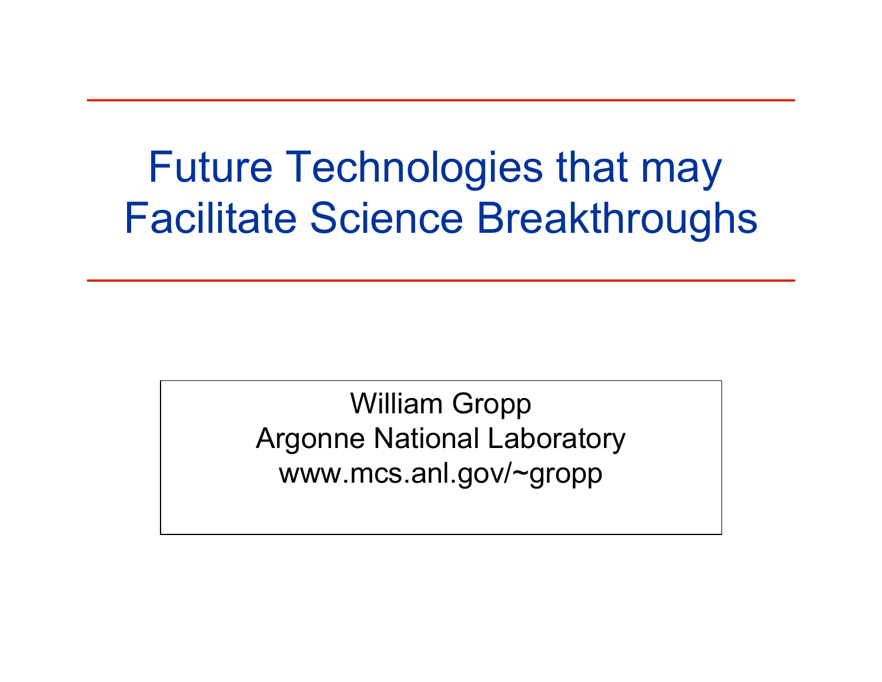# Future Technologies that may Facilitate Science Breakthroughs

William Gropp
Argonne National Laboratory
www.mcs.anl.gov/~gropp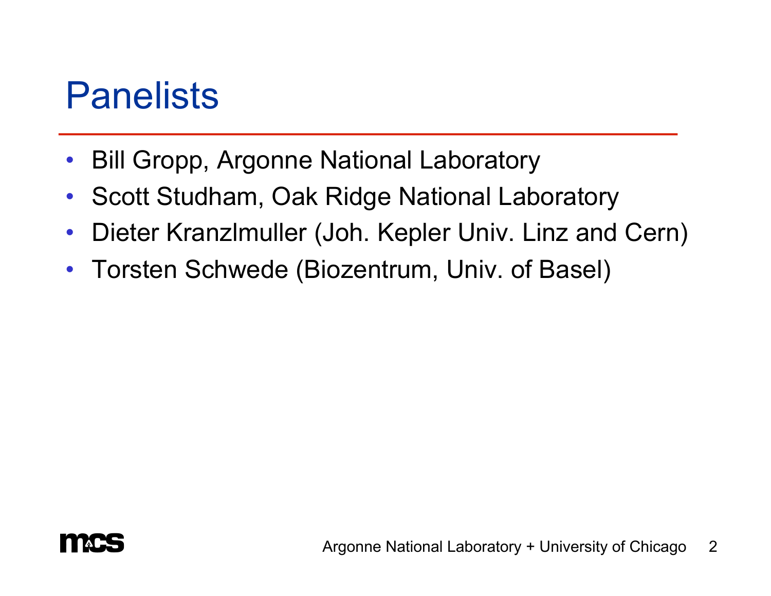# Panelists

- Bill Gropp, Argonne National Laboratory
- Scott Studham, Oak Ridge National Laboratory
- Dieter Kranzlmuller (Joh. Kepler Univ. Linz and Cern)
- Torsten Schwede (Biozentrum, Univ. of Basel)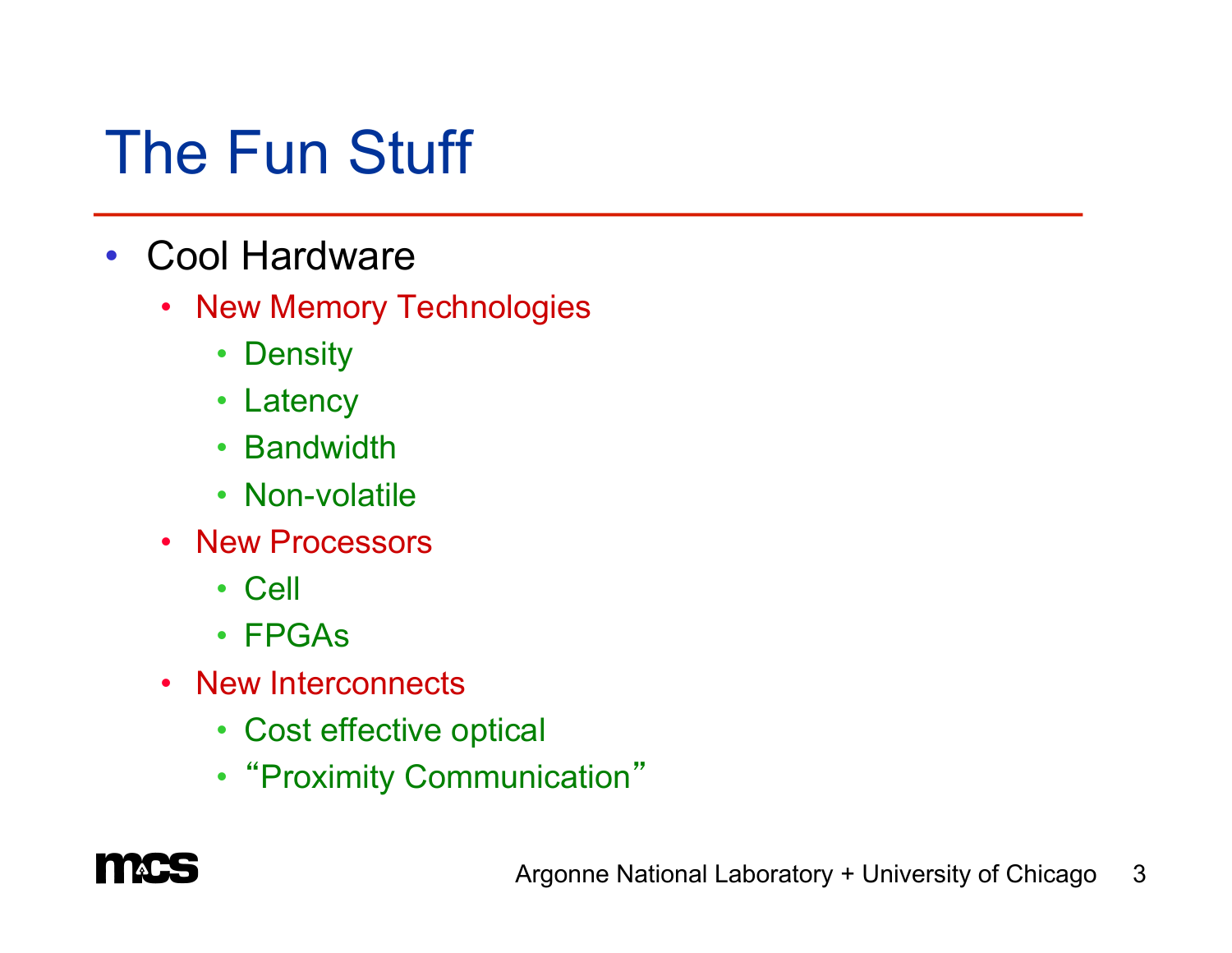# The Fun Stuff

- Cool Hardware
  - New Memory Technologies
    - Density
    - Latency
    - Bandwidth
    - Non-volatile
  - New Processors
    - Cell
    - FPGAs
  - New Interconnects
    - Cost effective optical
    - "Proximity Communication"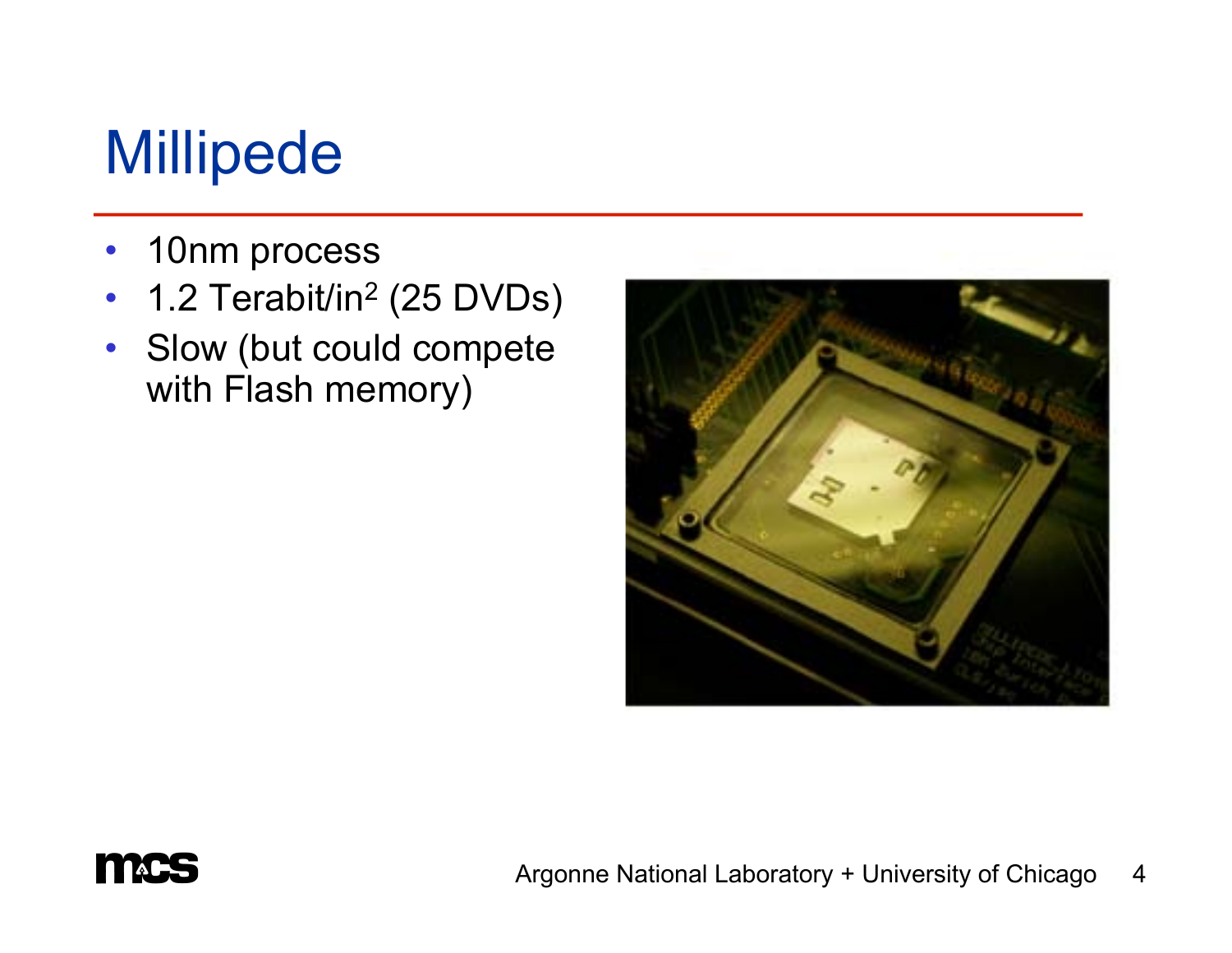# Millipede

- 10nm process
- 1.2 Terabit/in$^2$ (25 DVDs)
- Slow (but could compete with Flash memory)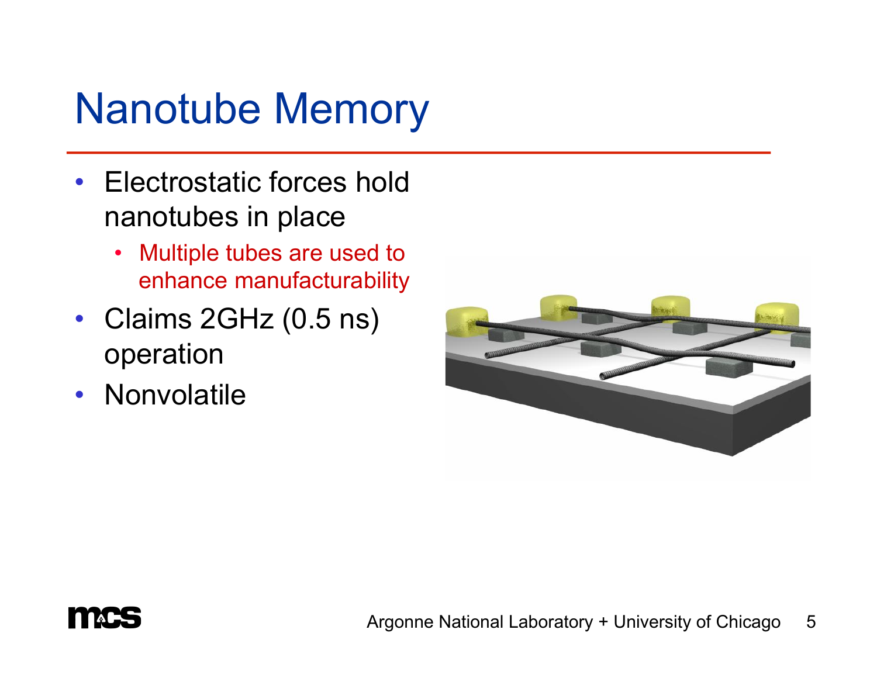# Nanotube Memory

- Electrostatic forces hold nanotubes in place
  - Multiple tubes are used to enhance manufacturability
- Claims 2GHz (0.5 ns) operation
- Nonvolatile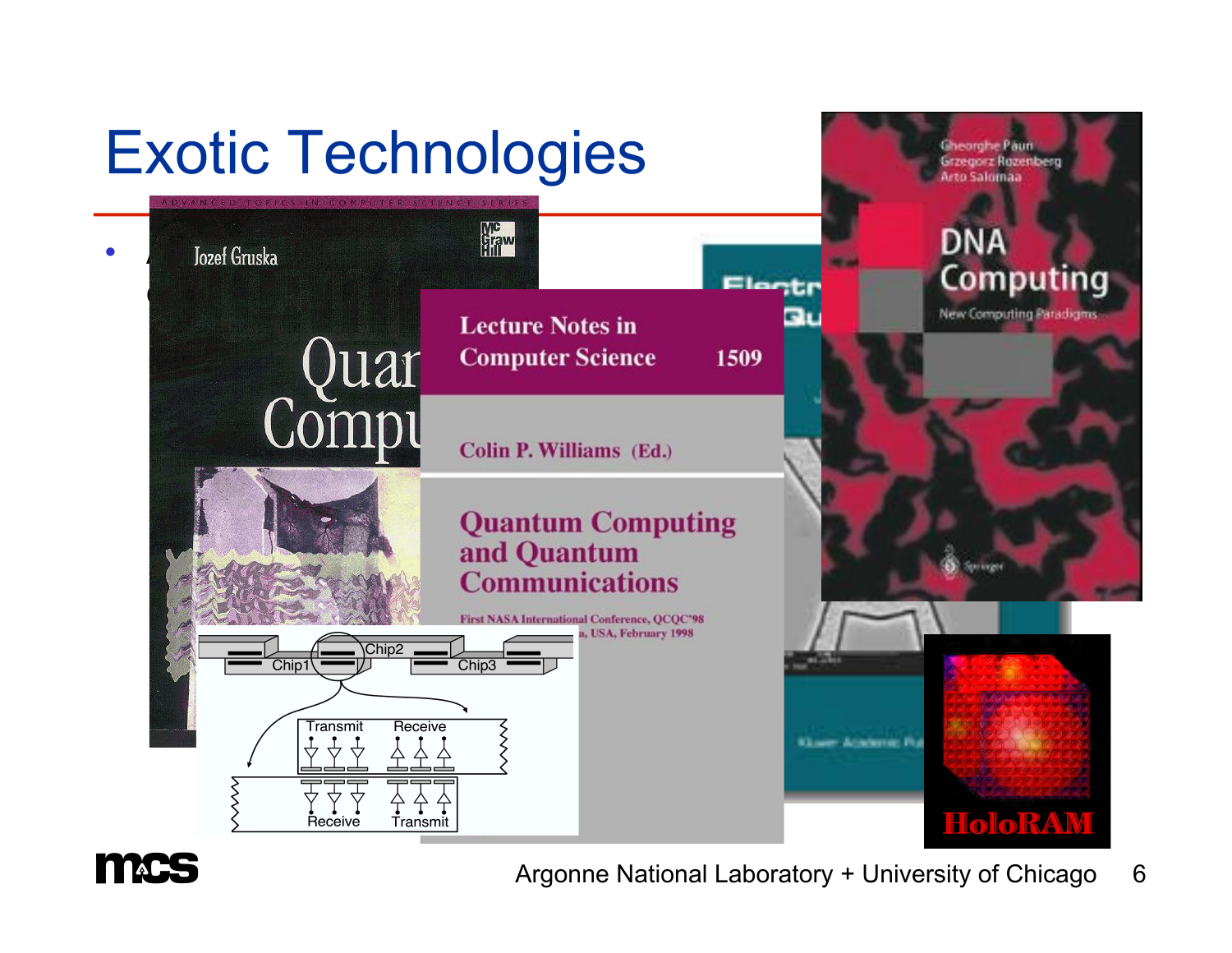# Exotic Technologies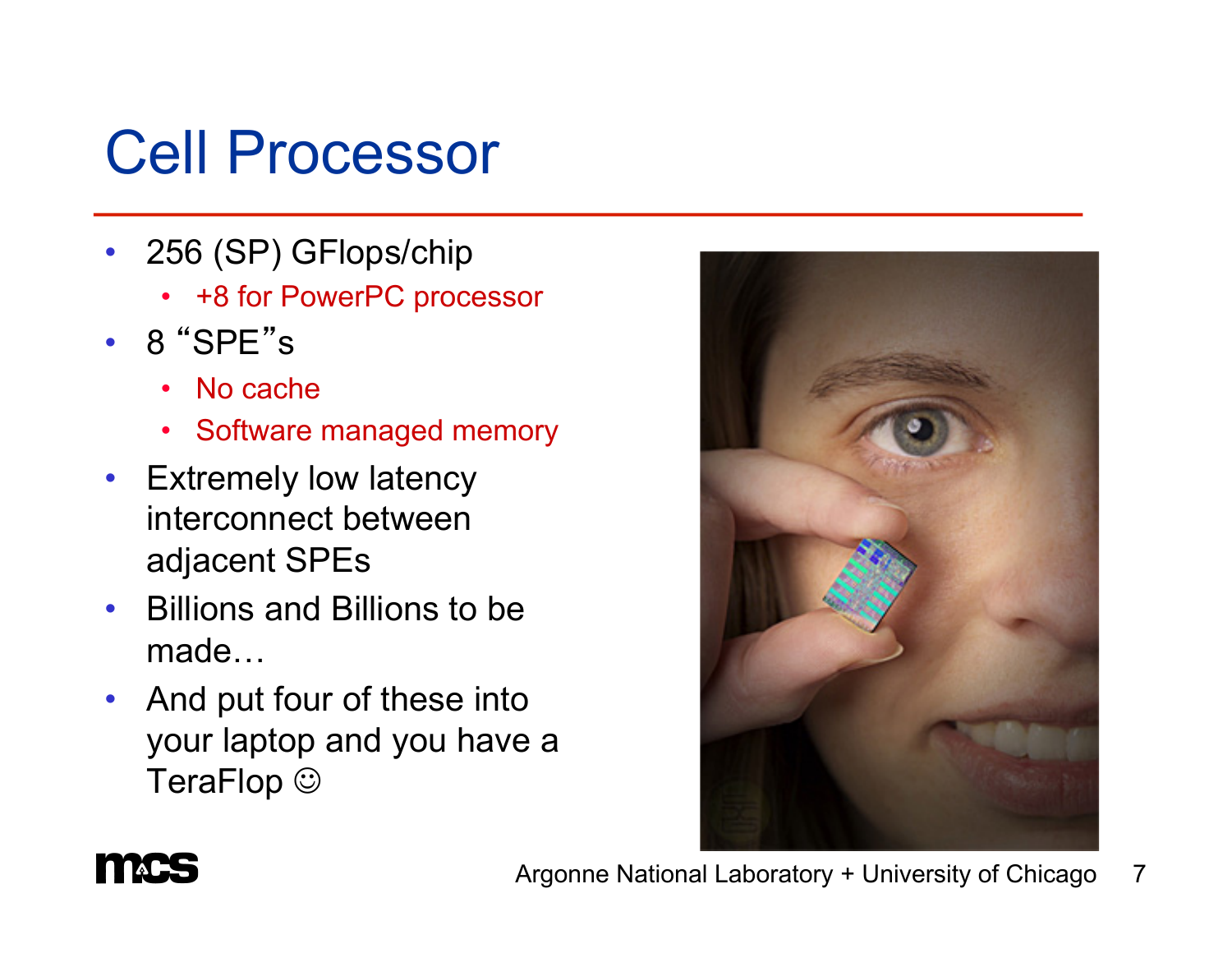# Cell Processor

- 256 (SP) GFlops/chip
  - +8 for PowerPC processor
- 8 “SPE”s
  - No cache
  - Software managed memory
- Extremely low latency interconnect between adjacent SPEs
- Billions and Billions to be made…
- And put four of these into your laptop and you have a TeraFlop ☺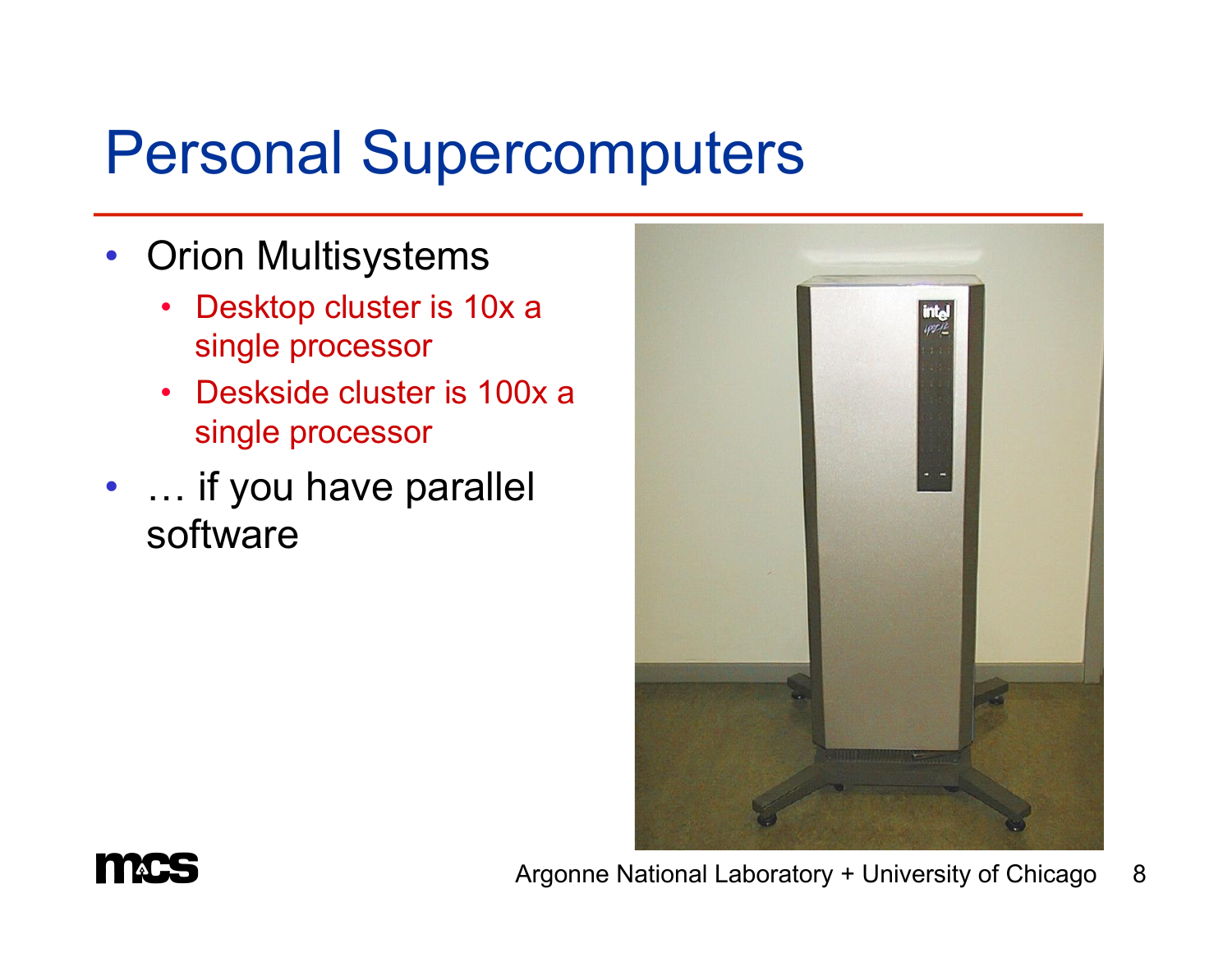# Personal Supercomputers

- Orion Multisystems
  - Desktop cluster is 10x a single processor
  - Deskside cluster is 100x a single processor
- … if you have parallel software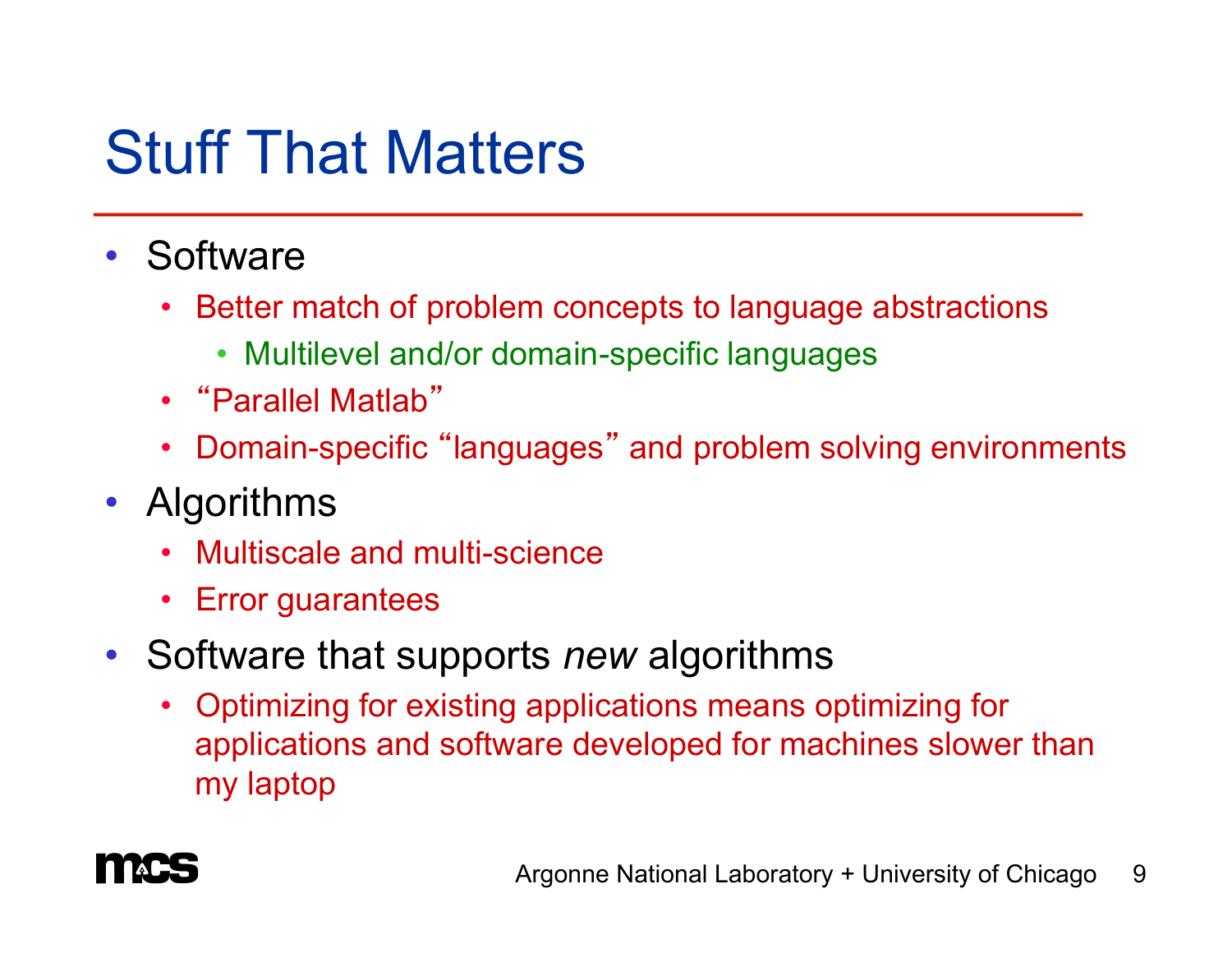# Stuff That Matters

- Software
  - Better match of problem concepts to language abstractions
    - Multilevel and/or domain-specific languages
  - "Parallel Matlab"
  - Domain-specific "languages" and problem solving environments
- Algorithms
  - Multiscale and multi-science
  - Error guarantees
- Software that supports *new* algorithms
  - Optimizing for existing applications means optimizing for applications and software developed for machines slower than my laptop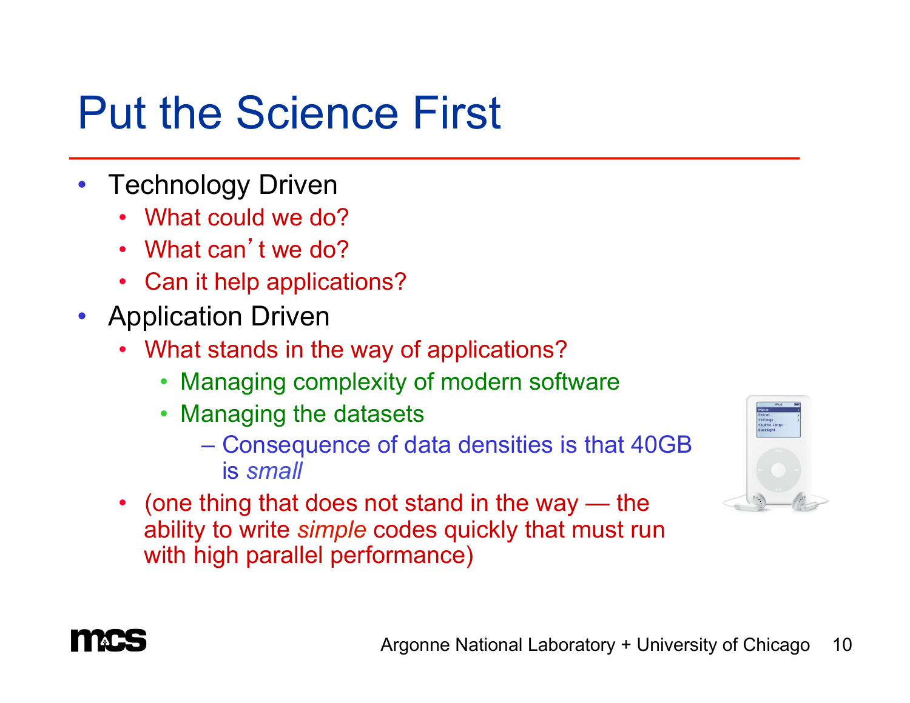# Put the Science First

- Technology Driven
  - What could we do?
  - What can't we do?
  - Can it help applications?
- Application Driven
  - What stands in the way of applications?
    - Managing complexity of modern software
    - Managing the datasets
      - Consequence of data densities is that 40GB is *small*
  - (one thing that does not stand in the way — the ability to write *simple* codes quickly that must run with high parallel performance)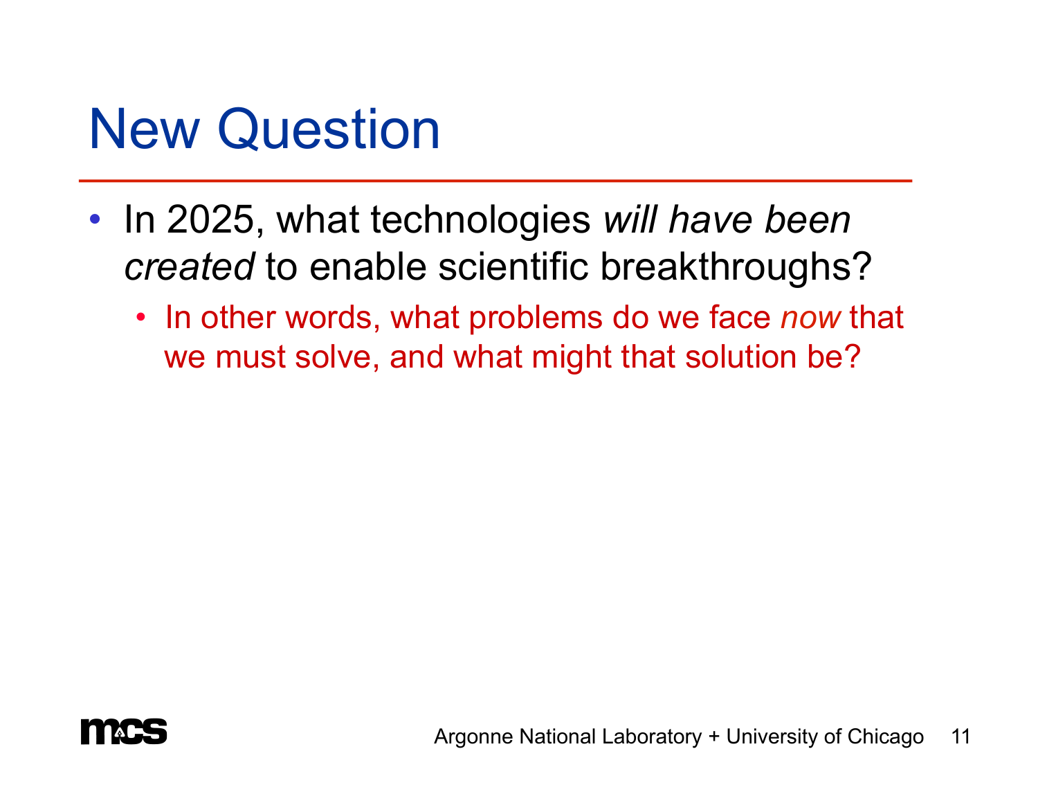# New Question

- In 2025, what technologies *will have been created* to enable scientific breakthroughs?
  - In other words, what problems do we face *now* that we must solve, and what might that solution be?